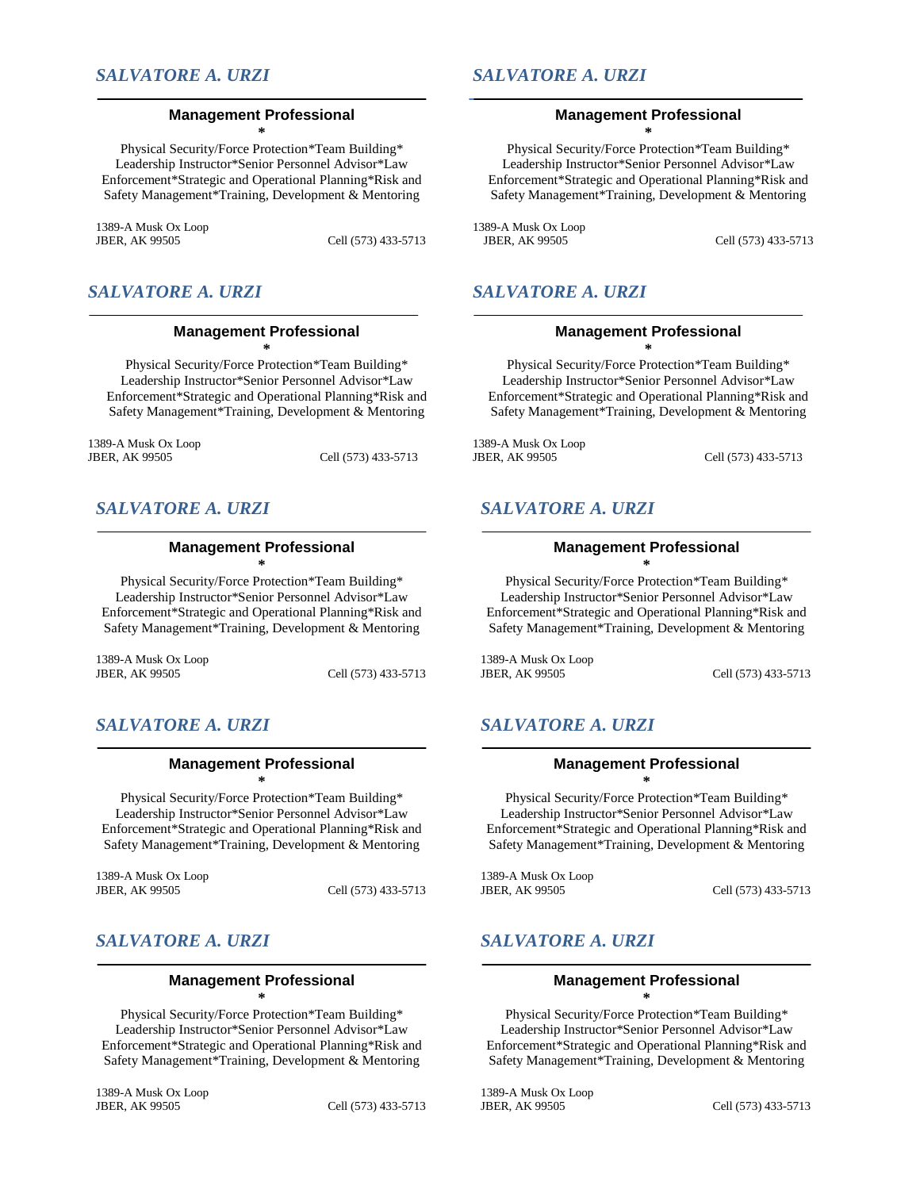## *SALVATORE A. URZI*

---

**Management Professional**
**\***

Physical Security/Force Protection*Team Building* Leadership Instructor*Senior Personnel Advisor*Law Enforcement*Strategic and Operational Planning*Risk and Safety Management*Training, Development & Mentoring

1389-A Musk Ox Loop
JBER, AK 99505 Cell (573) 433-5713

## *SALVATORE A. URZI*

---

**Management Professional**
**\***

Physical Security/Force Protection*Team Building* Leadership Instructor*Senior Personnel Advisor*Law Enforcement*Strategic and Operational Planning*Risk and Safety Management*Training, Development & Mentoring

1389-A Musk Ox Loop
JBER, AK 99505 Cell (573) 433-5713

## *SALVATORE A. URZI*

---

**Management Professional**
**\***

Physical Security/Force Protection*Team Building* Leadership Instructor*Senior Personnel Advisor*Law Enforcement*Strategic and Operational Planning*Risk and Safety Management*Training, Development & Mentoring

1389-A Musk Ox Loop
JBER, AK 99505 Cell (573) 433-5713

## *SALVATORE A. URZI*

---

**Management Professional**
**\***

Physical Security/Force Protection*Team Building* Leadership Instructor*Senior Personnel Advisor*Law Enforcement*Strategic and Operational Planning*Risk and Safety Management*Training, Development & Mentoring

1389-A Musk Ox Loop
JBER, AK 99505 Cell (573) 433-5713

## *SALVATORE A. URZI*

---

**Management Professional**
**\***

Physical Security/Force Protection*Team Building* Leadership Instructor*Senior Personnel Advisor*Law Enforcement*Strategic and Operational Planning*Risk and Safety Management*Training, Development & Mentoring

1389-A Musk Ox Loop
JBER, AK 99505 Cell (573) 433-5713

## *SALVATORE A. URZI*

---

**Management Professional**
**\***

Physical Security/Force Protection*Team Building* Leadership Instructor*Senior Personnel Advisor*Law Enforcement*Strategic and Operational Planning*Risk and Safety Management*Training, Development & Mentoring

1389-A Musk Ox Loop
JBER, AK 99505 Cell (573) 433-5713

## *SALVATORE A. URZI*

---

**Management Professional**
**\***

Physical Security/Force Protection*Team Building* Leadership Instructor*Senior Personnel Advisor*Law Enforcement*Strategic and Operational Planning*Risk and Safety Management*Training, Development & Mentoring

1389-A Musk Ox Loop
JBER, AK 99505 Cell (573) 433-5713

## *SALVATORE A. URZI*

---

**Management Professional**
**\***

Physical Security/Force Protection*Team Building* Leadership Instructor*Senior Personnel Advisor*Law Enforcement*Strategic and Operational Planning*Risk and Safety Management*Training, Development & Mentoring

1389-A Musk Ox Loop
JBER, AK 99505 Cell (573) 433-5713

## *SALVATORE A. URZI*

---

**Management Professional**
**\***

Physical Security/Force Protection*Team Building* Leadership Instructor*Senior Personnel Advisor*Law Enforcement*Strategic and Operational Planning*Risk and Safety Management*Training, Development & Mentoring

1389-A Musk Ox Loop
JBER, AK 99505 Cell (573) 433-5713

## *SALVATORE A. URZI*

---

**Management Professional**
**\***

Physical Security/Force Protection*Team Building* Leadership Instructor*Senior Personnel Advisor*Law Enforcement*Strategic and Operational Planning*Risk and Safety Management*Training, Development & Mentoring

1389-A Musk Ox Loop
JBER, AK 99505 Cell (573) 433-5713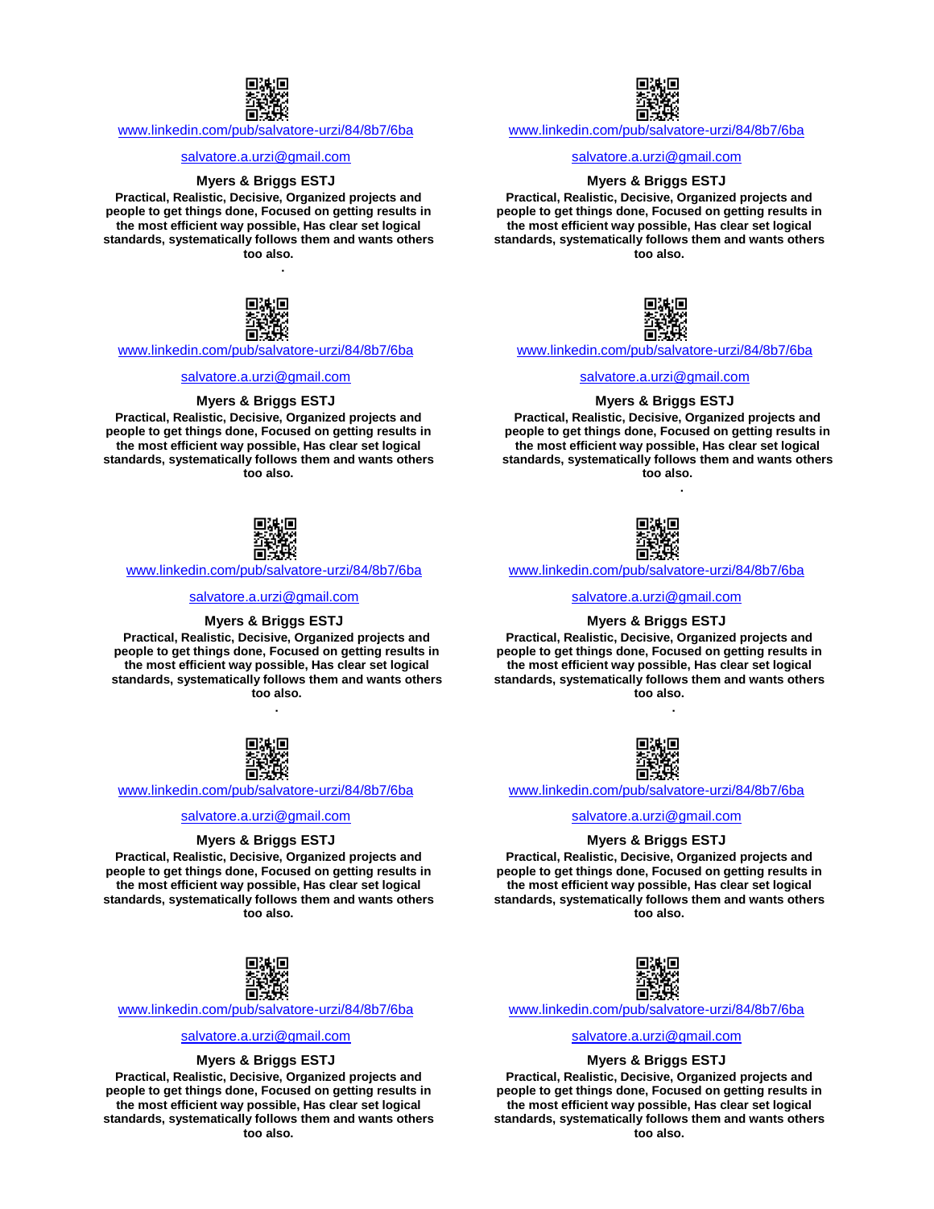www.linkedin.com/pub/salvatore-urzi/84/8b7/6ba

salvatore.a.urzi@gmail.com

**Myers & Briggs ESTJ**

**Practical, Realistic, Decisive, Organized projects and people to get things done, Focused on getting results in the most efficient way possible, Has clear set logical standards, systematically follows them and wants others too also.**

.

www.linkedin.com/pub/salvatore-urzi/84/8b7/6ba

salvatore.a.urzi@gmail.com

**Myers & Briggs ESTJ**

**Practical, Realistic, Decisive, Organized projects and people to get things done, Focused on getting results in the most efficient way possible, Has clear set logical standards, systematically follows them and wants others too also.**

www.linkedin.com/pub/salvatore-urzi/84/8b7/6ba

salvatore.a.urzi@gmail.com

**Myers & Briggs ESTJ**

**Practical, Realistic, Decisive, Organized projects and people to get things done, Focused on getting results in the most efficient way possible, Has clear set logical standards, systematically follows them and wants others too also.**

.

www.linkedin.com/pub/salvatore-urzi/84/8b7/6ba

salvatore.a.urzi@gmail.com

**Myers & Briggs ESTJ**

**Practical, Realistic, Decisive, Organized projects and people to get things done, Focused on getting results in the most efficient way possible, Has clear set logical standards, systematically follows them and wants others too also.**

www.linkedin.com/pub/salvatore-urzi/84/8b7/6ba

salvatore.a.urzi@gmail.com

**Myers & Briggs ESTJ**

**Practical, Realistic, Decisive, Organized projects and people to get things done, Focused on getting results in the most efficient way possible, Has clear set logical standards, systematically follows them and wants others too also.**

.

www.linkedin.com/pub/salvatore-urzi/84/8b7/6ba

salvatore.a.urzi@gmail.com

**Myers & Briggs ESTJ**

**Practical, Realistic, Decisive, Organized projects and people to get things done, Focused on getting results in the most efficient way possible, Has clear set logical standards, systematically follows them and wants others too also.**

.

www.linkedin.com/pub/salvatore-urzi/84/8b7/6ba

salvatore.a.urzi@gmail.com

**Myers & Briggs ESTJ**

**Practical, Realistic, Decisive, Organized projects and people to get things done, Focused on getting results in the most efficient way possible, Has clear set logical standards, systematically follows them and wants others too also.**

www.linkedin.com/pub/salvatore-urzi/84/8b7/6ba

salvatore.a.urzi@gmail.com

**Myers & Briggs ESTJ**

**Practical, Realistic, Decisive, Organized projects and people to get things done, Focused on getting results in the most efficient way possible, Has clear set logical standards, systematically follows them and wants others too also.**

www.linkedin.com/pub/salvatore-urzi/84/8b7/6ba

salvatore.a.urzi@gmail.com

**Myers & Briggs ESTJ**

**Practical, Realistic, Decisive, Organized projects and people to get things done, Focused on getting results in the most efficient way possible, Has clear set logical standards, systematically follows them and wants others too also.**

www.linkedin.com/pub/salvatore-urzi/84/8b7/6ba

salvatore.a.urzi@gmail.com

**Myers & Briggs ESTJ**

**Practical, Realistic, Decisive, Organized projects and people to get things done, Focused on getting results in the most efficient way possible, Has clear set logical standards, systematically follows them and wants others too also.**